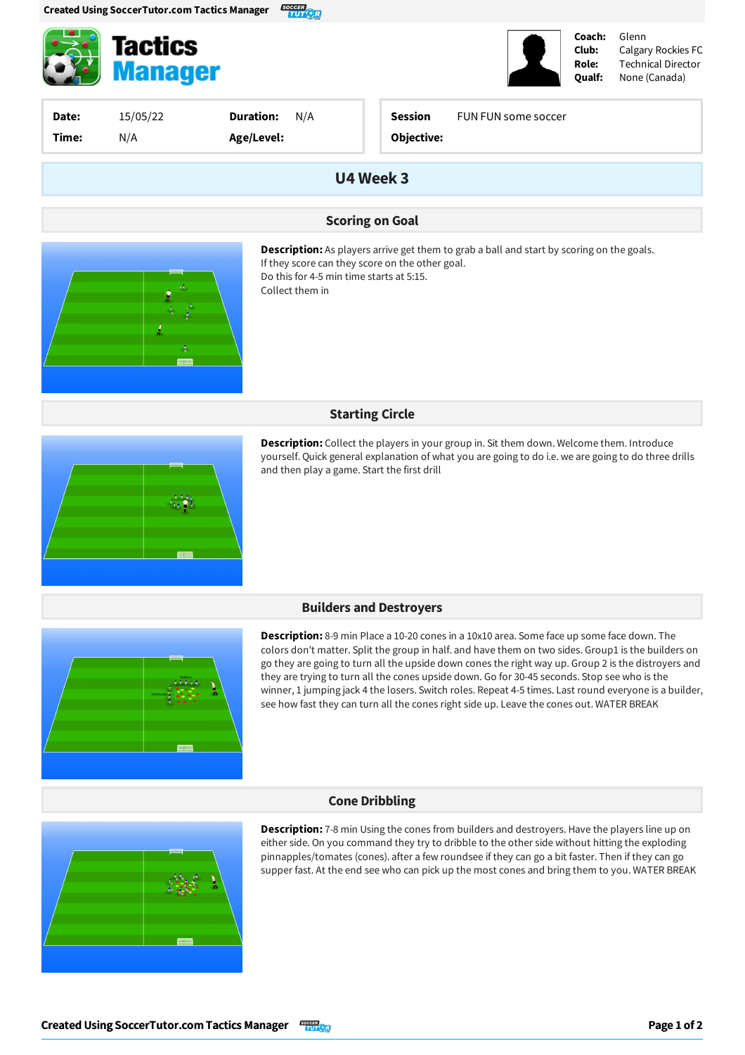# Tactics Manager

**Coach:** Glenn
**Club:** Calgary Rockies FC
**Role:** Technical Director
**Qualf:** None (Canada)

| | | | |
|---|---|---|---|
| **Date:** | 15/05/22 | **Duration:** | N/A |
| **Time:** | N/A | **Age/Level:** | |

**Session Objective:** FUN FUN some soccer

## U4 Week 3

### Scoring on Goal

**Description:** As players arrive get them to grab a ball and start by scoring on the goals.
If they score can they score on the other goal.
Do this for 4-5 min time starts at 5:15.
Collect them in

### Starting Circle

**Description:** Collect the players in your group in. Sit them down. Welcome them. Introduce yourself. Quick general explanation of what you are going to do i.e. we are going to do three drills and then play a game. Start the first drill

### Builders and Destroyers

**Description:** 8-9 min Place a 10-20 cones in a 10x10 area. Some face up some face down. The colors don't matter. Split the group in half. and have them on two sides. Group1 is the builders on go they are going to turn all the upside down cones the right way up. Group 2 is the distroyers and they are trying to turn all the cones upside down. Go for 30-45 seconds. Stop see who is the winner, 1 jumping jack 4 the losers. Switch roles. Repeat 4-5 times. Last round everyone is a builder, see how fast they can turn all the cones right side up. Leave the cones out. WATER BREAK

### Cone Dribbling

**Description:** 7-8 min Using the cones from builders and destroyers. Have the players line up on either side. On you command they try to dribble to the other side without hitting the exploding pinnapples/tomatoes (cones). after a few roundsee if they can go a bit faster. Then if they can go supper fast. At the end see who can pick up the most cones and bring them to you. WATER BREAK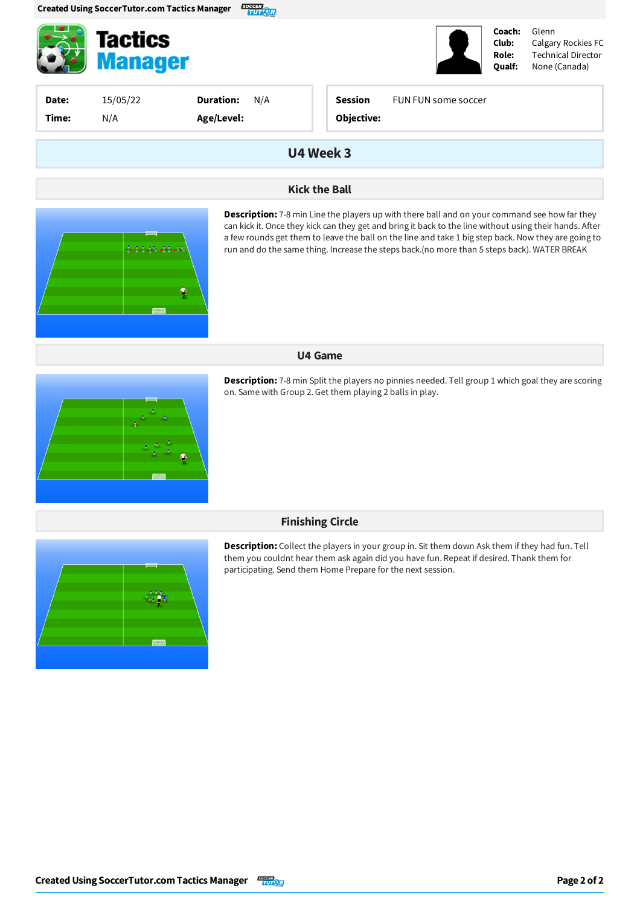Created Using SoccerTutor.com Tactics Manager

# Tactics Manager

| | |
|---|---|
| **Coach:** | Glenn |
| **Club:** | Calgary Rockies FC |
| **Role:** | Technical Director |
| **Qualf:** | None (Canada) |

| | | | |
|---|---|---|---|
| **Date:** | 15/05/22 | **Duration:** | N/A |
| **Time:** | N/A | **Age/Level:** | |

**Session Objective:** FUN FUN some soccer

## U4 Week 3

### Kick the Ball

**Description:** 7-8 min Line the players up with there ball and on your command see how far they can kick it. Once they kick can they get and bring it back to the line without using their hands. After a few rounds get them to leave the ball on the line and take 1 big step back. Now they are going to run and do the same thing. Increase the steps back.(no more than 5 steps back). WATER BREAK

### U4 Game

**Description:** 7-8 min Split the players no pinnies needed. Tell group 1 which goal they are scoring on. Same with Group 2. Get them playing 2 balls in play.

### Finishing Circle

**Description:** Collect the players in your group in. Sit them down Ask them if they had fun. Tell them you couldnt hear them ask again did you have fun. Repeat if desired. Thank them for participating. Send them Home Prepare for the next session.